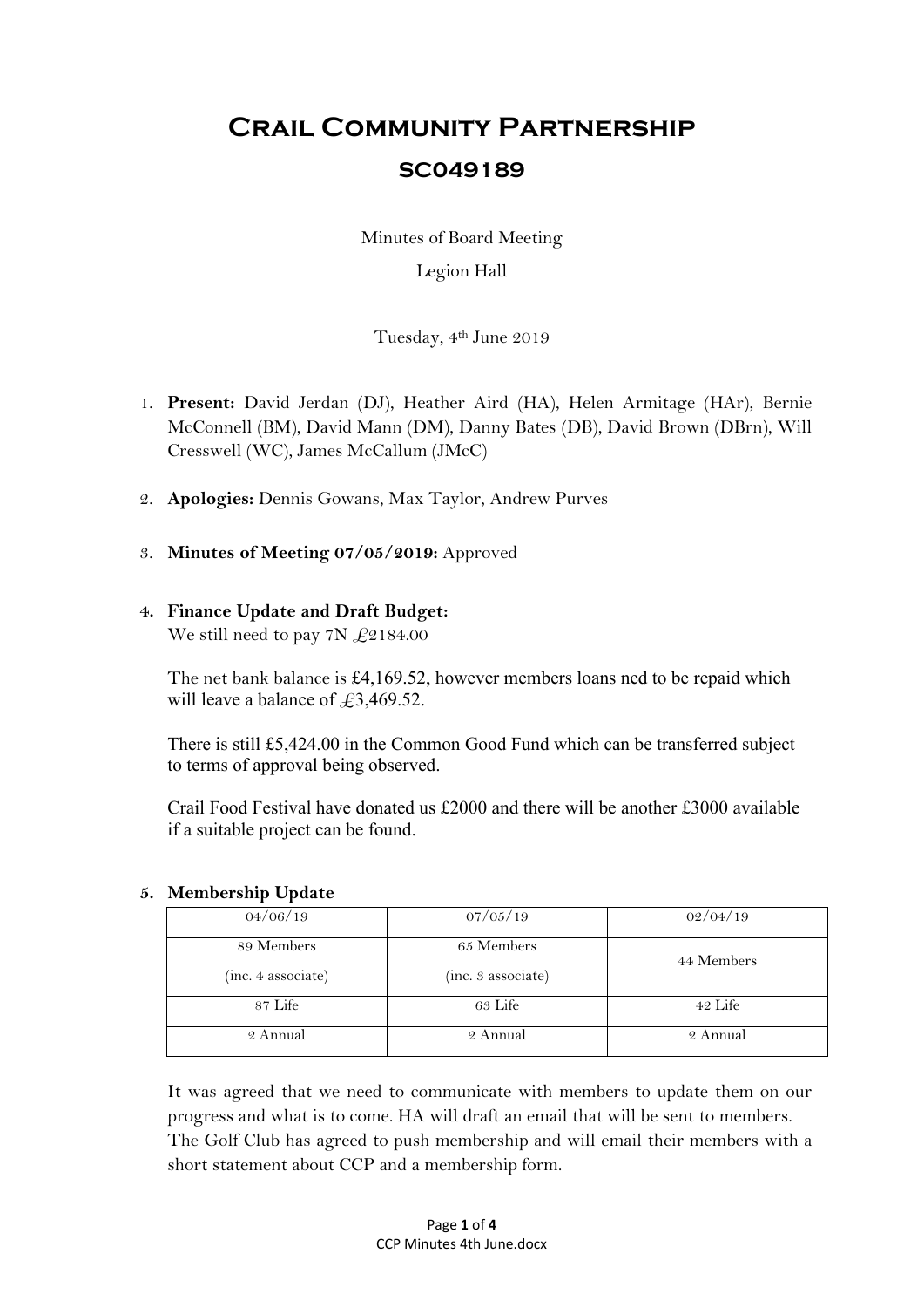# Crail Community Partnership

## SC049189

Minutes of Board Meeting

Legion Hall

Tuesday, 4th June 2019

1. **Present:** David Jerdan (DJ), Heather Aird (HA), Helen Armitage (HAr), Bernie McConnell (BM), David Mann (DM), Danny Bates (DB), David Brown (DBrn), Will Cresswell (WC), James McCallum (JMcC)

2. **Apologies:** Dennis Gowans, Max Taylor, Andrew Purves

3. **Minutes of Meeting 07/05/2019:** Approved

4. **Finance Update and Draft Budget:**
   We still need to pay 7N £2184.00

   The net bank balance is £4,169.52, however members loans ned to be repaid which will leave a balance of £3,469.52.

   There is still £5,424.00 in the Common Good Fund which can be transferred subject to terms of approval being observed.

   Crail Food Festival have donated us £2000 and there will be another £3000 available if a suitable project can be found.

5. **Membership Update**

| 04/06/19 | 07/05/19 | 02/04/19 |
|---|---|---|
| 89 Members (inc. 4 associate) | 65 Members (inc. 3 associate) | 44 Members |
| 87 Life | 63 Life | 42 Life |
| 2 Annual | 2 Annual | 2 Annual |

   It was agreed that we need to communicate with members to update them on our progress and what is to come. HA will draft an email that will be sent to members. The Golf Club has agreed to push membership and will email their members with a short statement about CCP and a membership form.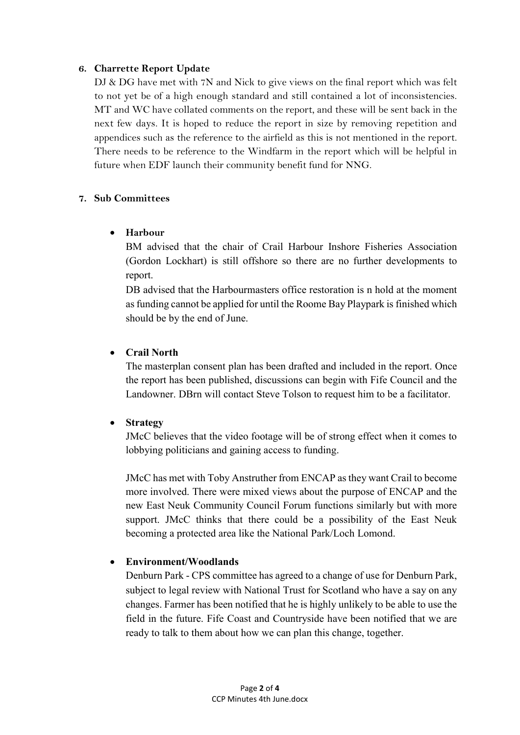6. **Charrette Report Update**

DJ & DG have met with 7N and Nick to give views on the final report which was felt to not yet be of a high enough standard and still contained a lot of inconsistencies. MT and WC have collated comments on the report, and these will be sent back in the next few days. It is hoped to reduce the report in size by removing repetition and appendices such as the reference to the airfield as this is not mentioned in the report. There needs to be reference to the Windfarm in the report which will be helpful in future when EDF launch their community benefit fund for NNG.

7. **Sub Committees**

- **Harbour**

  BM advised that the chair of Crail Harbour Inshore Fisheries Association (Gordon Lockhart) is still offshore so there are no further developments to report.

  DB advised that the Harbourmasters office restoration is n hold at the moment as funding cannot be applied for until the Roome Bay Playpark is finished which should be by the end of June.

- **Crail North**

  The masterplan consent plan has been drafted and included in the report. Once the report has been published, discussions can begin with Fife Council and the Landowner. DBrn will contact Steve Tolson to request him to be a facilitator.

- **Strategy**

  JMcC believes that the video footage will be of strong effect when it comes to lobbying politicians and gaining access to funding.

  JMcC has met with Toby Anstruther from ENCAP as they want Crail to become more involved. There were mixed views about the purpose of ENCAP and the new East Neuk Community Council Forum functions similarly but with more support. JMcC thinks that there could be a possibility of the East Neuk becoming a protected area like the National Park/Loch Lomond.

- **Environment/Woodlands**

  Denburn Park - CPS committee has agreed to a change of use for Denburn Park, subject to legal review with National Trust for Scotland who have a say on any changes. Farmer has been notified that he is highly unlikely to be able to use the field in the future. Fife Coast and Countryside have been notified that we are ready to talk to them about how we can plan this change, together.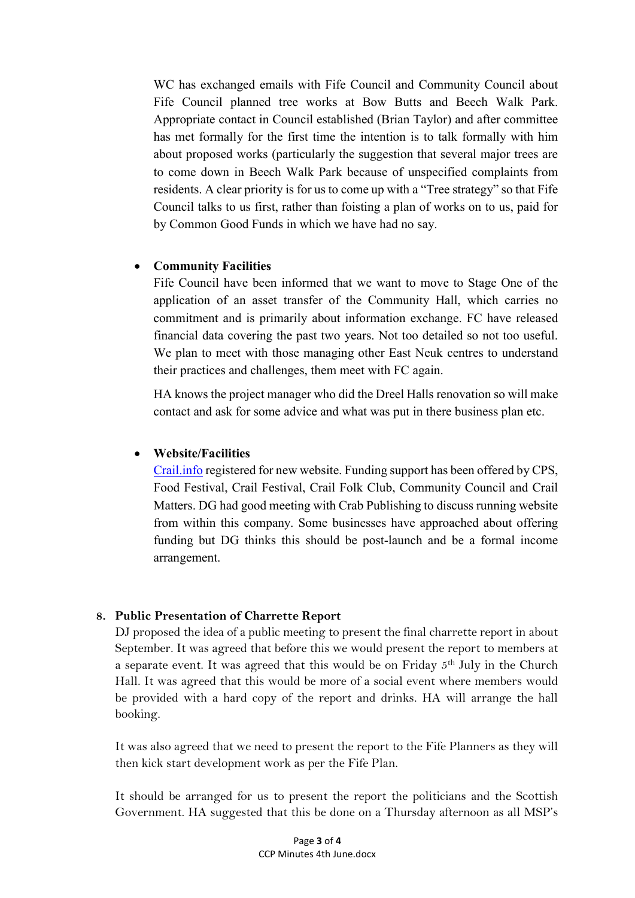WC has exchanged emails with Fife Council and Community Council about Fife Council planned tree works at Bow Butts and Beech Walk Park. Appropriate contact in Council established (Brian Taylor) and after committee has met formally for the first time the intention is to talk formally with him about proposed works (particularly the suggestion that several major trees are to come down in Beech Walk Park because of unspecified complaints from residents. A clear priority is for us to come up with a "Tree strategy" so that Fife Council talks to us first, rather than foisting a plan of works on to us, paid for by Common Good Funds in which we have had no say.

- **Community Facilities**

  Fife Council have been informed that we want to move to Stage One of the application of an asset transfer of the Community Hall, which carries no commitment and is primarily about information exchange. FC have released financial data covering the past two years. Not too detailed so not too useful. We plan to meet with those managing other East Neuk centres to understand their practices and challenges, them meet with FC again.

  HA knows the project manager who did the Dreel Halls renovation so will make contact and ask for some advice and what was put in there business plan etc.

- **Website/Facilities**

  Crail.info registered for new website. Funding support has been offered by CPS, Food Festival, Crail Festival, Crail Folk Club, Community Council and Crail Matters. DG had good meeting with Crab Publishing to discuss running website from within this company. Some businesses have approached about offering funding but DG thinks this should be post-launch and be a formal income arrangement.

**8. Public Presentation of Charrette Report**

DJ proposed the idea of a public meeting to present the final charrette report in about September. It was agreed that before this we would present the report to members at a separate event. It was agreed that this would be on Friday 5th July in the Church Hall. It was agreed that this would be more of a social event where members would be provided with a hard copy of the report and drinks. HA will arrange the hall booking.

It was also agreed that we need to present the report to the Fife Planners as they will then kick start development work as per the Fife Plan.

It should be arranged for us to present the report the politicians and the Scottish Government. HA suggested that this be done on a Thursday afternoon as all MSP's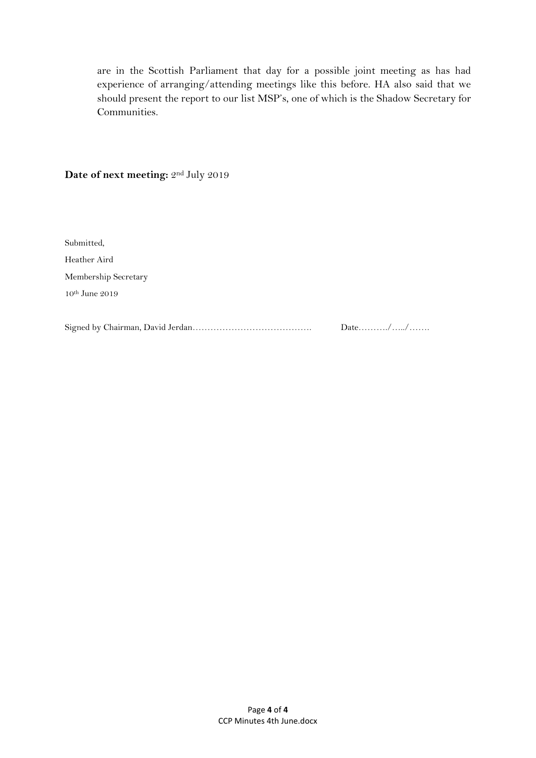are in the Scottish Parliament that day for a possible joint meeting as has had experience of arranging/attending meetings like this before. HA also said that we should present the report to our list MSP's, one of which is the Shadow Secretary for Communities.

**Date of next meeting:** 2nd July 2019

Submitted,

Heather Aird

Membership Secretary

10th June 2019

Signed by Chairman, David Jerdan…………………………………. Date………./…../…….